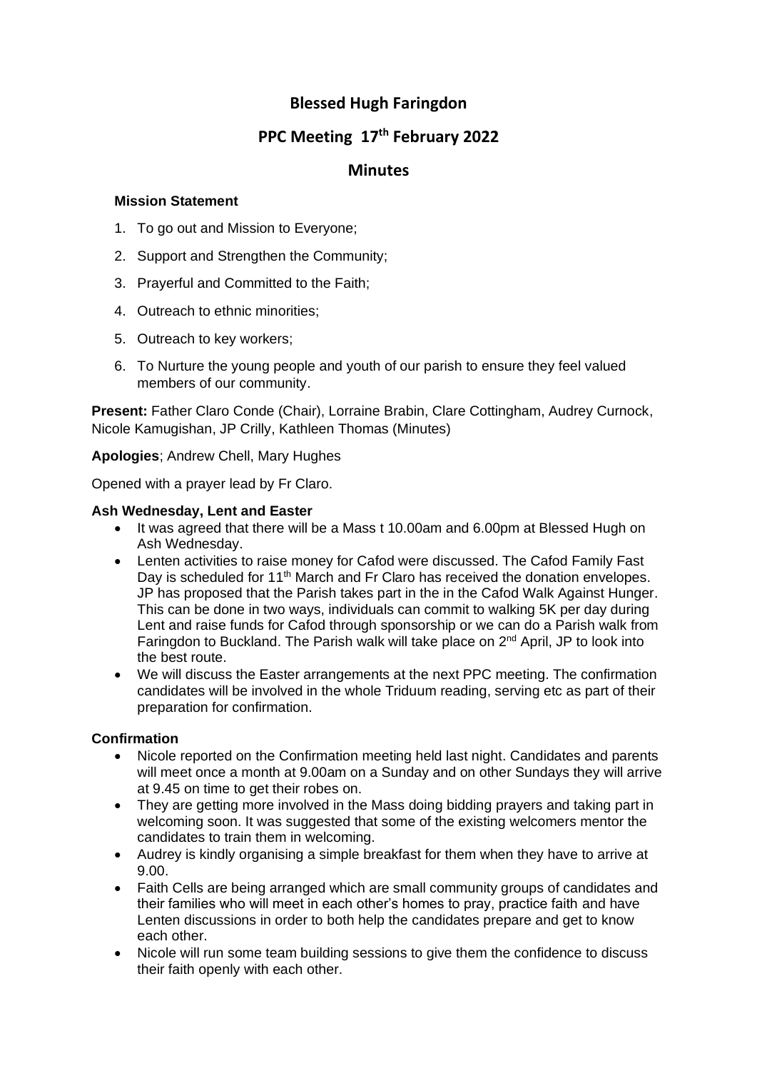# Blessed Hugh Faringdon

## PPC Meeting 17th February 2022

## Minutes

**Mission Statement**

1. To go out and Mission to Everyone;
2. Support and Strengthen the Community;
3. Prayerful and Committed to the Faith;
4. Outreach to ethnic minorities;
5. Outreach to key workers;
6. To Nurture the young people and youth of our parish to ensure they feel valued members of our community.

**Present:** Father Claro Conde (Chair), Lorraine Brabin, Clare Cottingham, Audrey Curnock, Nicole Kamugishan, JP Crilly, Kathleen Thomas (Minutes)

**Apologies**; Andrew Chell, Mary Hughes

Opened with a prayer lead by Fr Claro.

**Ash Wednesday, Lent and Easter**

- It was agreed that there will be a Mass t 10.00am and 6.00pm at Blessed Hugh on Ash Wednesday.
- Lenten activities to raise money for Cafod were discussed. The Cafod Family Fast Day is scheduled for 11th March and Fr Claro has received the donation envelopes. JP has proposed that the Parish takes part in the in the Cafod Walk Against Hunger. This can be done in two ways, individuals can commit to walking 5K per day during Lent and raise funds for Cafod through sponsorship or we can do a Parish walk from Faringdon to Buckland. The Parish walk will take place on 2nd April, JP to look into the best route.
- We will discuss the Easter arrangements at the next PPC meeting. The confirmation candidates will be involved in the whole Triduum reading, serving etc as part of their preparation for confirmation.

**Confirmation**

- Nicole reported on the Confirmation meeting held last night. Candidates and parents will meet once a month at 9.00am on a Sunday and on other Sundays they will arrive at 9.45 on time to get their robes on.
- They are getting more involved in the Mass doing bidding prayers and taking part in welcoming soon. It was suggested that some of the existing welcomers mentor the candidates to train them in welcoming.
- Audrey is kindly organising a simple breakfast for them when they have to arrive at 9.00.
- Faith Cells are being arranged which are small community groups of candidates and their families who will meet in each other's homes to pray, practice faith and have Lenten discussions in order to both help the candidates prepare and get to know each other.
- Nicole will run some team building sessions to give them the confidence to discuss their faith openly with each other.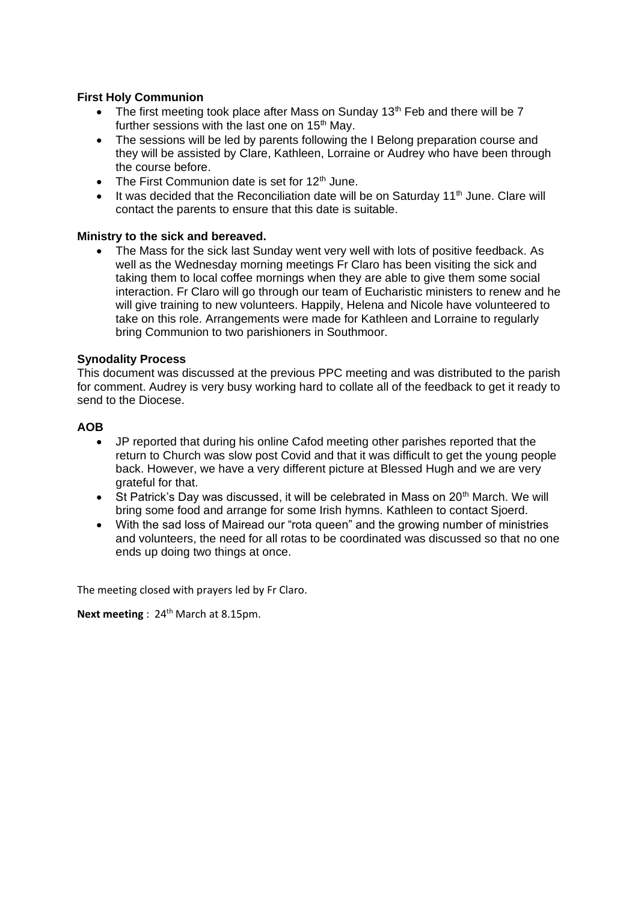**First Holy Communion**

- The first meeting took place after Mass on Sunday 13th Feb and there will be 7 further sessions with the last one on 15th May.
- The sessions will be led by parents following the I Belong preparation course and they will be assisted by Clare, Kathleen, Lorraine or Audrey who have been through the course before.
- The First Communion date is set for 12th June.
- It was decided that the Reconciliation date will be on Saturday 11th June. Clare will contact the parents to ensure that this date is suitable.

**Ministry to the sick and bereaved.**

- The Mass for the sick last Sunday went very well with lots of positive feedback. As well as the Wednesday morning meetings Fr Claro has been visiting the sick and taking them to local coffee mornings when they are able to give them some social interaction. Fr Claro will go through our team of Eucharistic ministers to renew and he will give training to new volunteers. Happily, Helena and Nicole have volunteered to take on this role. Arrangements were made for Kathleen and Lorraine to regularly bring Communion to two parishioners in Southmoor.

**Synodality Process**

This document was discussed at the previous PPC meeting and was distributed to the parish for comment. Audrey is very busy working hard to collate all of the feedback to get it ready to send to the Diocese.

**AOB**

- JP reported that during his online Cafod meeting other parishes reported that the return to Church was slow post Covid and that it was difficult to get the young people back. However, we have a very different picture at Blessed Hugh and we are very grateful for that.
- St Patrick's Day was discussed, it will be celebrated in Mass on 20th March. We will bring some food and arrange for some Irish hymns. Kathleen to contact Sjoerd.
- With the sad loss of Mairead our "rota queen" and the growing number of ministries and volunteers, the need for all rotas to be coordinated was discussed so that no one ends up doing two things at once.

The meeting closed with prayers led by Fr Claro.

**Next meeting** : 24th March at 8.15pm.